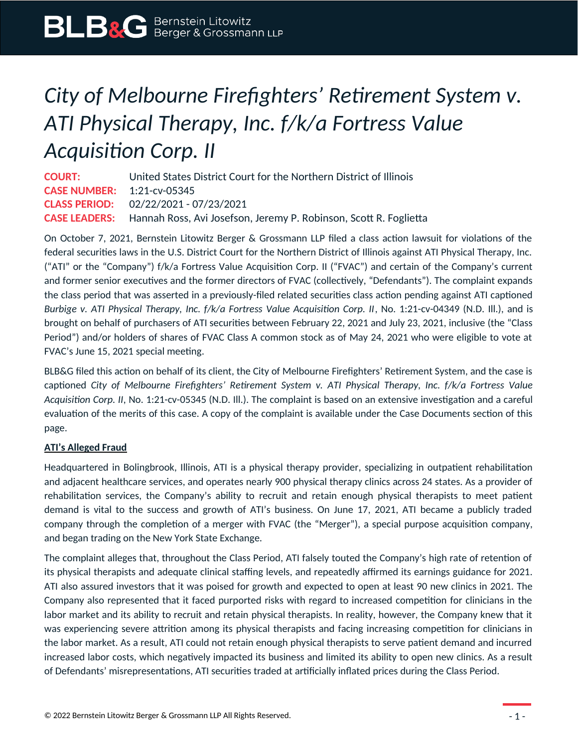# *City of Melbourne Firefighters' Retirement System v. ATI Physical Therapy, Inc. f/k/a Fortress Value Acquisition Corp. II*

**COURT:** United States District Court for the Northern District of Illinois
**CASE NUMBER:** 1:21-cv-05345
**CLASS PERIOD:** 02/22/2021 - 07/23/2021
**CASE LEADERS:** Hannah Ross, Avi Josefson, Jeremy P. Robinson, Scott R. Foglietta

On October 7, 2021, Bernstein Litowitz Berger & Grossmann LLP filed a class action lawsuit for violations of the federal securities laws in the U.S. District Court for the Northern District of Illinois against ATI Physical Therapy, Inc. ("ATI" or the "Company") f/k/a Fortress Value Acquisition Corp. II ("FVAC") and certain of the Company's current and former senior executives and the former directors of FVAC (collectively, "Defendants"). The complaint expands the class period that was asserted in a previously-filed related securities class action pending against ATI captioned *Burbige v. ATI Physical Therapy, Inc. f/k/a Fortress Value Acquisition Corp. II*, No. 1:21-cv-04349 (N.D. Ill.), and is brought on behalf of purchasers of ATI securities between February 22, 2021 and July 23, 2021, inclusive (the "Class Period") and/or holders of shares of FVAC Class A common stock as of May 24, 2021 who were eligible to vote at FVAC's June 15, 2021 special meeting.

BLB&G filed this action on behalf of its client, the City of Melbourne Firefighters' Retirement System, and the case is captioned *City of Melbourne Firefighters' Retirement System v. ATI Physical Therapy, Inc. f/k/a Fortress Value Acquisition Corp. II*, No. 1:21-cv-05345 (N.D. Ill.). The complaint is based on an extensive investigation and a careful evaluation of the merits of this case. A copy of the complaint is available under the Case Documents section of this page.

**ATI's Alleged Fraud**

Headquartered in Bolingbrook, Illinois, ATI is a physical therapy provider, specializing in outpatient rehabilitation and adjacent healthcare services, and operates nearly 900 physical therapy clinics across 24 states. As a provider of rehabilitation services, the Company's ability to recruit and retain enough physical therapists to meet patient demand is vital to the success and growth of ATI's business. On June 17, 2021, ATI became a publicly traded company through the completion of a merger with FVAC (the "Merger"), a special purpose acquisition company, and began trading on the New York State Exchange.

The complaint alleges that, throughout the Class Period, ATI falsely touted the Company's high rate of retention of its physical therapists and adequate clinical staffing levels, and repeatedly affirmed its earnings guidance for 2021. ATI also assured investors that it was poised for growth and expected to open at least 90 new clinics in 2021. The Company also represented that it faced purported risks with regard to increased competition for clinicians in the labor market and its ability to recruit and retain physical therapists. In reality, however, the Company knew that it was experiencing severe attrition among its physical therapists and facing increasing competition for clinicians in the labor market. As a result, ATI could not retain enough physical therapists to serve patient demand and incurred increased labor costs, which negatively impacted its business and limited its ability to open new clinics. As a result of Defendants' misrepresentations, ATI securities traded at artificially inflated prices during the Class Period.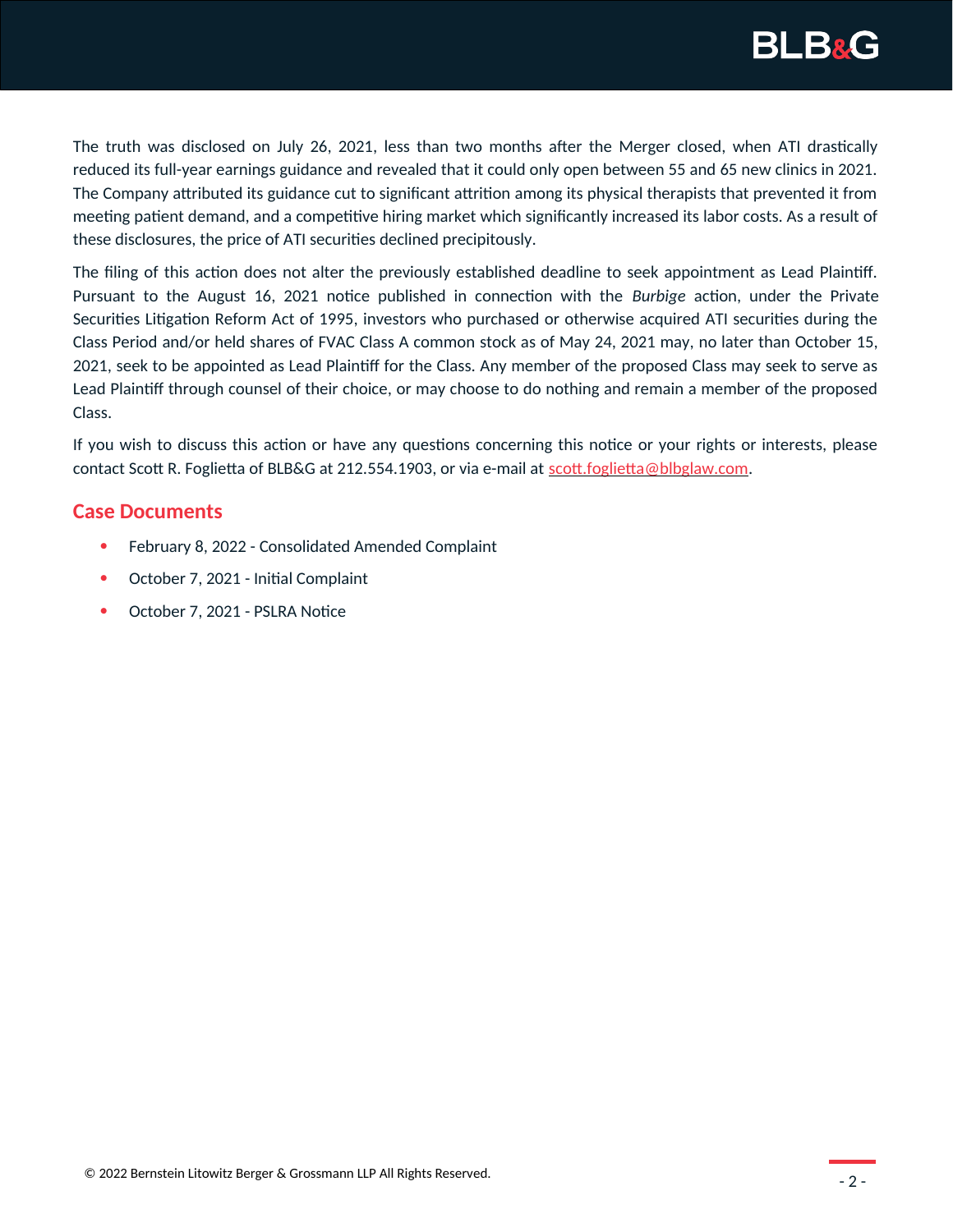The truth was disclosed on July 26, 2021, less than two months after the Merger closed, when ATI drastically reduced its full-year earnings guidance and revealed that it could only open between 55 and 65 new clinics in 2021. The Company attributed its guidance cut to significant attrition among its physical therapists that prevented it from meeting patient demand, and a competitive hiring market which significantly increased its labor costs. As a result of these disclosures, the price of ATI securities declined precipitously.

The filing of this action does not alter the previously established deadline to seek appointment as Lead Plaintiff. Pursuant to the August 16, 2021 notice published in connection with the *Burbige* action, under the Private Securities Litigation Reform Act of 1995, investors who purchased or otherwise acquired ATI securities during the Class Period and/or held shares of FVAC Class A common stock as of May 24, 2021 may, no later than October 15, 2021, seek to be appointed as Lead Plaintiff for the Class. Any member of the proposed Class may seek to serve as Lead Plaintiff through counsel of their choice, or may choose to do nothing and remain a member of the proposed Class.

If you wish to discuss this action or have any questions concerning this notice or your rights or interests, please contact Scott R. Foglietta of BLB&G at 212.554.1903, or via e-mail at scott.foglietta@blbglaw.com.

## Case Documents

- February 8, 2022 - Consolidated Amended Complaint
- October 7, 2021 - Initial Complaint
- October 7, 2021 - PSLRA Notice

© 2022 Bernstein Litowitz Berger & Grossmann LLP All Rights Reserved.